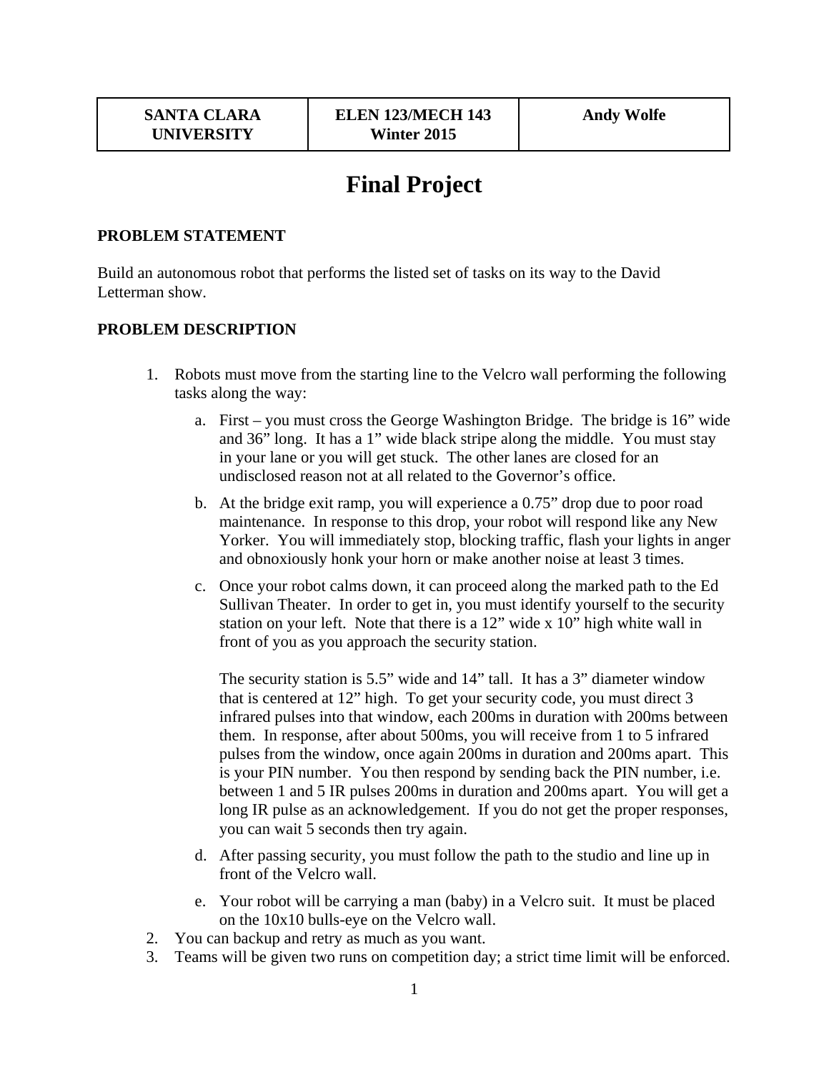| SANTA CLARA UNIVERSITY | ELEN 123/MECH 143 Winter 2015 | Andy Wolfe |
|---|---|---|

# Final Project

**PROBLEM STATEMENT**

Build an autonomous robot that performs the listed set of tasks on its way to the David Letterman show.

**PROBLEM DESCRIPTION**

1. Robots must move from the starting line to the Velcro wall performing the following tasks along the way:
   a. First – you must cross the George Washington Bridge. The bridge is 16" wide and 36" long. It has a 1" wide black stripe along the middle. You must stay in your lane or you will get stuck. The other lanes are closed for an undisclosed reason not at all related to the Governor's office.
   b. At the bridge exit ramp, you will experience a 0.75" drop due to poor road maintenance. In response to this drop, your robot will respond like any New Yorker. You will immediately stop, blocking traffic, flash your lights in anger and obnoxiously honk your horn or make another noise at least 3 times.
   c. Once your robot calms down, it can proceed along the marked path to the Ed Sullivan Theater. In order to get in, you must identify yourself to the security station on your left. Note that there is a 12" wide x 10" high white wall in front of you as you approach the security station.

      The security station is 5.5" wide and 14" tall. It has a 3" diameter window that is centered at 12" high. To get your security code, you must direct 3 infrared pulses into that window, each 200ms in duration with 200ms between them. In response, after about 500ms, you will receive from 1 to 5 infrared pulses from the window, once again 200ms in duration and 200ms apart. This is your PIN number. You then respond by sending back the PIN number, i.e. between 1 and 5 IR pulses 200ms in duration and 200ms apart. You will get a long IR pulse as an acknowledgement. If you do not get the proper responses, you can wait 5 seconds then try again.
   d. After passing security, you must follow the path to the studio and line up in front of the Velcro wall.
   e. Your robot will be carrying a man (baby) in a Velcro suit. It must be placed on the 10x10 bulls-eye on the Velcro wall.
2. You can backup and retry as much as you want.
3. Teams will be given two runs on competition day; a strict time limit will be enforced.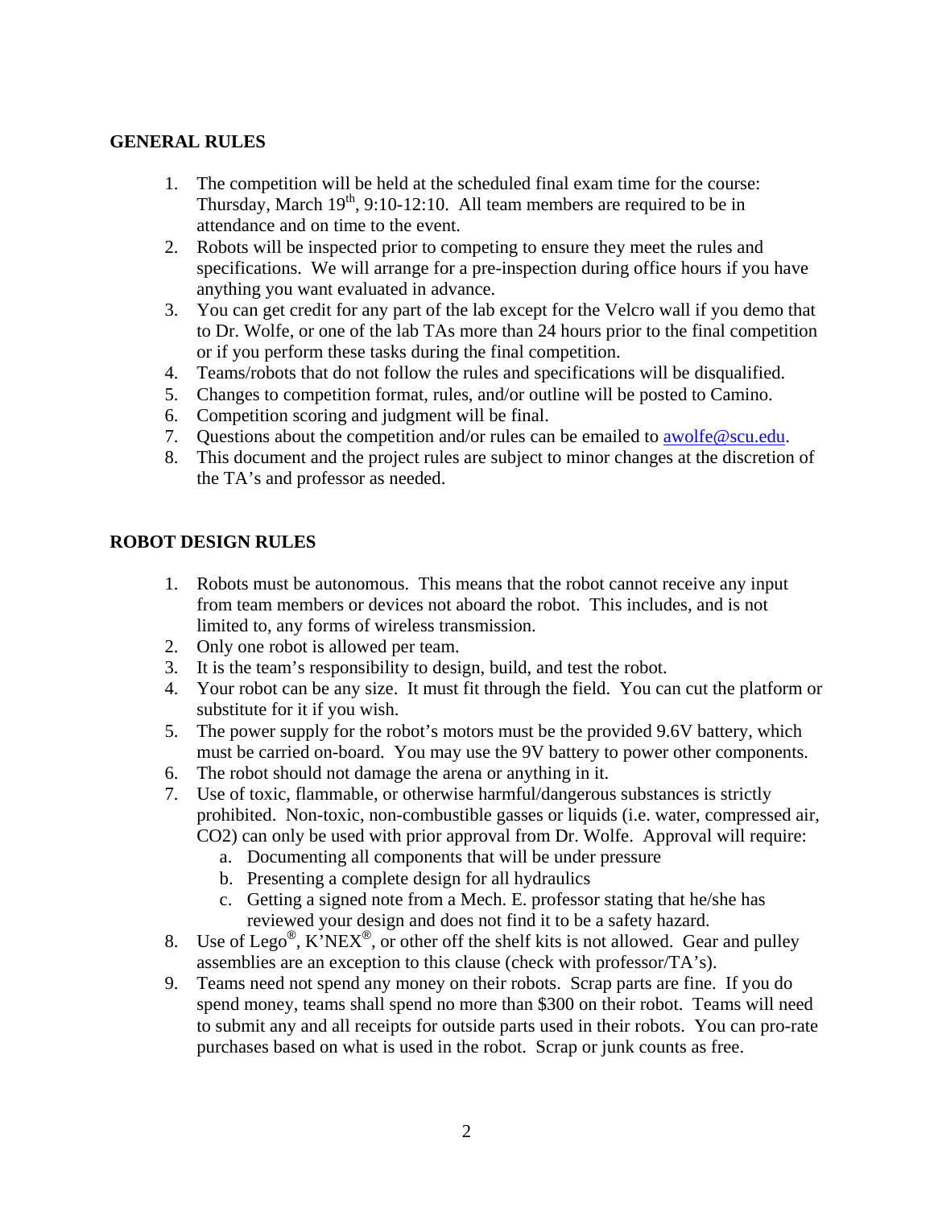## GENERAL RULES

1. The competition will be held at the scheduled final exam time for the course: Thursday, March 19th, 9:10-12:10. All team members are required to be in attendance and on time to the event.
2. Robots will be inspected prior to competing to ensure they meet the rules and specifications. We will arrange for a pre-inspection during office hours if you have anything you want evaluated in advance.
3. You can get credit for any part of the lab except for the Velcro wall if you demo that to Dr. Wolfe, or one of the lab TAs more than 24 hours prior to the final competition or if you perform these tasks during the final competition.
4. Teams/robots that do not follow the rules and specifications will be disqualified.
5. Changes to competition format, rules, and/or outline will be posted to Camino.
6. Competition scoring and judgment will be final.
7. Questions about the competition and/or rules can be emailed to [awolfe@scu.edu](mailto:awolfe@scu.edu).
8. This document and the project rules are subject to minor changes at the discretion of the TA's and professor as needed.

## ROBOT DESIGN RULES

1. Robots must be autonomous. This means that the robot cannot receive any input from team members or devices not aboard the robot. This includes, and is not limited to, any forms of wireless transmission.
2. Only one robot is allowed per team.
3. It is the team's responsibility to design, build, and test the robot.
4. Your robot can be any size. It must fit through the field. You can cut the platform or substitute for it if you wish.
5. The power supply for the robot's motors must be the provided 9.6V battery, which must be carried on-board. You may use the 9V battery to power other components.
6. The robot should not damage the arena or anything in it.
7. Use of toxic, flammable, or otherwise harmful/dangerous substances is strictly prohibited. Non-toxic, non-combustible gasses or liquids (i.e. water, compressed air, CO2) can only be used with prior approval from Dr. Wolfe. Approval will require:
   a. Documenting all components that will be under pressure
   b. Presenting a complete design for all hydraulics
   c. Getting a signed note from a Mech. E. professor stating that he/she has reviewed your design and does not find it to be a safety hazard.
8. Use of Lego®, K'NEX®, or other off the shelf kits is not allowed. Gear and pulley assemblies are an exception to this clause (check with professor/TA's).
9. Teams need not spend any money on their robots. Scrap parts are fine. If you do spend money, teams shall spend no more than $300 on their robot. Teams will need to submit any and all receipts for outside parts used in their robots. You can pro-rate purchases based on what is used in the robot. Scrap or junk counts as free.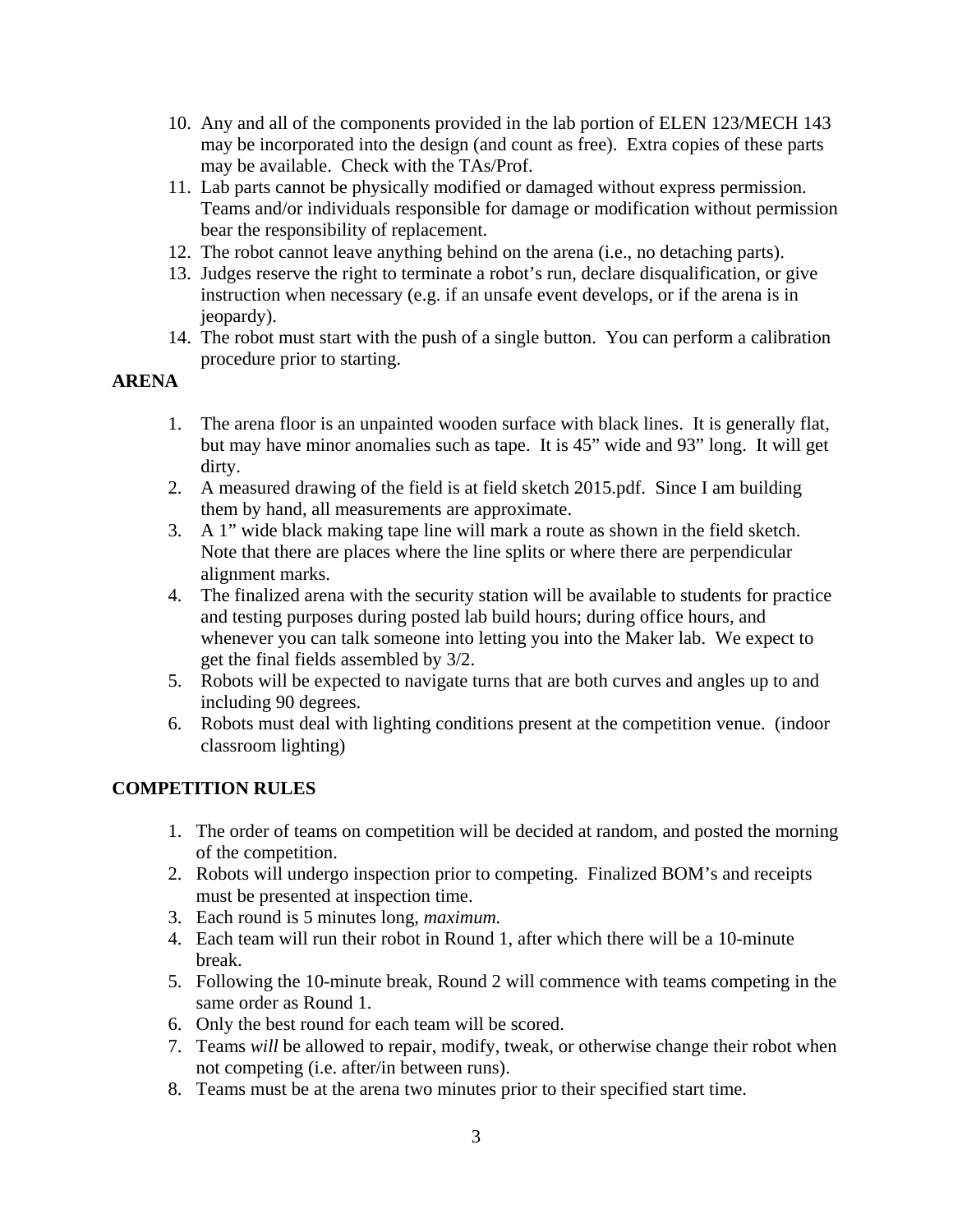10. Any and all of the components provided in the lab portion of ELEN 123/MECH 143 may be incorporated into the design (and count as free). Extra copies of these parts may be available. Check with the TAs/Prof.
11. Lab parts cannot be physically modified or damaged without express permission. Teams and/or individuals responsible for damage or modification without permission bear the responsibility of replacement.
12. The robot cannot leave anything behind on the arena (i.e., no detaching parts).
13. Judges reserve the right to terminate a robot's run, declare disqualification, or give instruction when necessary (e.g. if an unsafe event develops, or if the arena is in jeopardy).
14. The robot must start with the push of a single button. You can perform a calibration procedure prior to starting.

**ARENA**

1. The arena floor is an unpainted wooden surface with black lines. It is generally flat, but may have minor anomalies such as tape. It is 45" wide and 93" long. It will get dirty.
2. A measured drawing of the field is at field sketch 2015.pdf. Since I am building them by hand, all measurements are approximate.
3. A 1" wide black making tape line will mark a route as shown in the field sketch. Note that there are places where the line splits or where there are perpendicular alignment marks.
4. The finalized arena with the security station will be available to students for practice and testing purposes during posted lab build hours; during office hours, and whenever you can talk someone into letting you into the Maker lab. We expect to get the final fields assembled by 3/2.
5. Robots will be expected to navigate turns that are both curves and angles up to and including 90 degrees.
6. Robots must deal with lighting conditions present at the competition venue. (indoor classroom lighting)

**COMPETITION RULES**

1. The order of teams on competition will be decided at random, and posted the morning of the competition.
2. Robots will undergo inspection prior to competing. Finalized BOM's and receipts must be presented at inspection time.
3. Each round is 5 minutes long, *maximum.*
4. Each team will run their robot in Round 1, after which there will be a 10-minute break.
5. Following the 10-minute break, Round 2 will commence with teams competing in the same order as Round 1.
6. Only the best round for each team will be scored.
7. Teams *will* be allowed to repair, modify, tweak, or otherwise change their robot when not competing (i.e. after/in between runs).
8. Teams must be at the arena two minutes prior to their specified start time.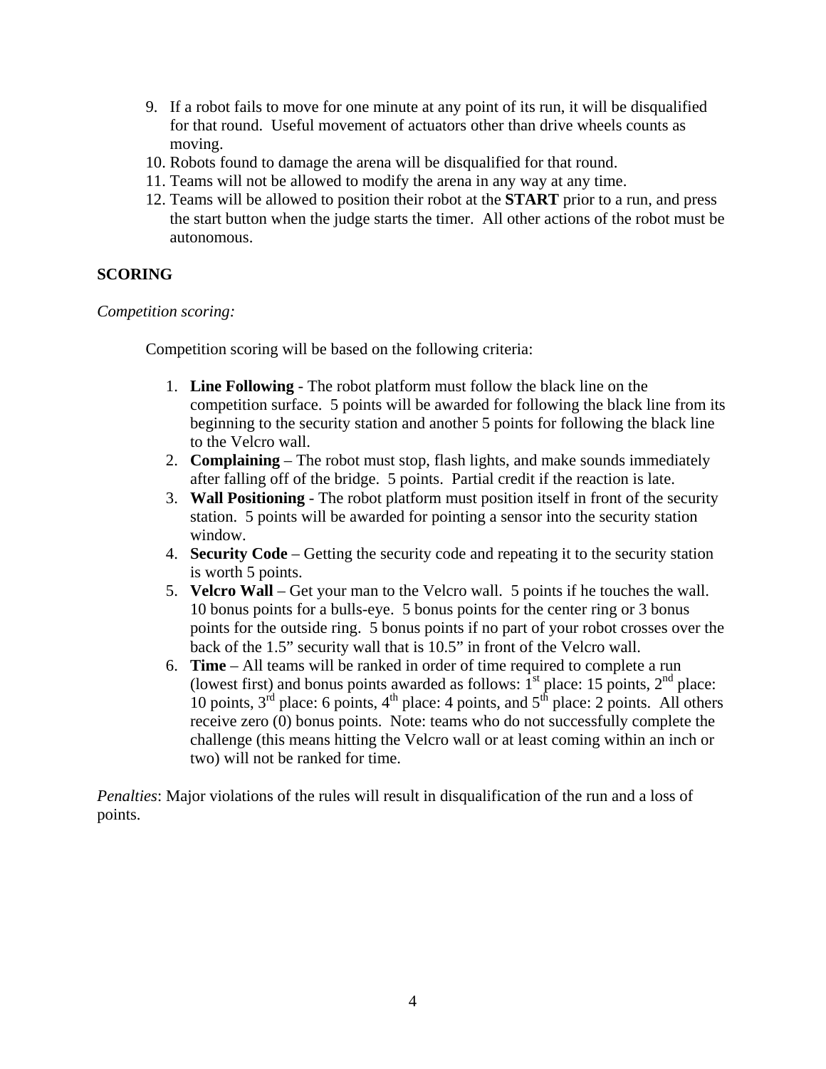9. If a robot fails to move for one minute at any point of its run, it will be disqualified for that round. Useful movement of actuators other than drive wheels counts as moving.
10. Robots found to damage the arena will be disqualified for that round.
11. Teams will not be allowed to modify the arena in any way at any time.
12. Teams will be allowed to position their robot at the **START** prior to a run, and press the start button when the judge starts the timer. All other actions of the robot must be autonomous.

**SCORING**

*Competition scoring:*

Competition scoring will be based on the following criteria:

1. **Line Following** - The robot platform must follow the black line on the competition surface. 5 points will be awarded for following the black line from its beginning to the security station and another 5 points for following the black line to the Velcro wall.
2. **Complaining** – The robot must stop, flash lights, and make sounds immediately after falling off of the bridge. 5 points. Partial credit if the reaction is late.
3. **Wall Positioning** - The robot platform must position itself in front of the security station. 5 points will be awarded for pointing a sensor into the security station window.
4. **Security Code** – Getting the security code and repeating it to the security station is worth 5 points.
5. **Velcro Wall** – Get your man to the Velcro wall. 5 points if he touches the wall. 10 bonus points for a bulls-eye. 5 bonus points for the center ring or 3 bonus points for the outside ring. 5 bonus points if no part of your robot crosses over the back of the 1.5" security wall that is 10.5" in front of the Velcro wall.
6. **Time** – All teams will be ranked in order of time required to complete a run (lowest first) and bonus points awarded as follows: 1st place: 15 points, 2nd place: 10 points, 3rd place: 6 points, 4th place: 4 points, and 5th place: 2 points. All others receive zero (0) bonus points. Note: teams who do not successfully complete the challenge (this means hitting the Velcro wall or at least coming within an inch or two) will not be ranked for time.

*Penalties*: Major violations of the rules will result in disqualification of the run and a loss of points.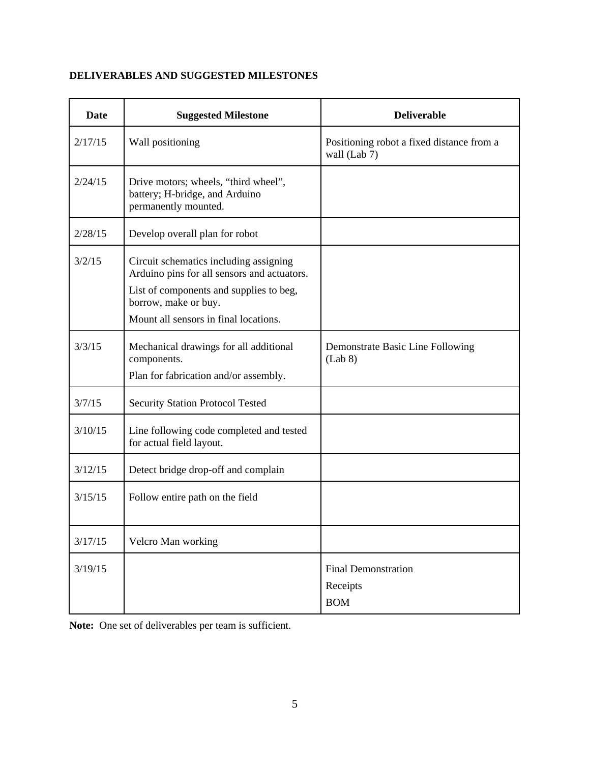**DELIVERABLES AND SUGGESTED MILESTONES**

| Date | Suggested Milestone | Deliverable |
|---|---|---|
| 2/17/15 | Wall positioning | Positioning robot a fixed distance from a wall (Lab 7) |
| 2/24/15 | Drive motors; wheels, "third wheel", battery; H-bridge, and Arduino permanently mounted. | |
| 2/28/15 | Develop overall plan for robot | |
| 3/2/15 | Circuit schematics including assigning Arduino pins for all sensors and actuators.<br>List of components and supplies to beg, borrow, make or buy.<br>Mount all sensors in final locations. | |
| 3/3/15 | Mechanical drawings for all additional components.<br>Plan for fabrication and/or assembly. | Demonstrate Basic Line Following (Lab 8) |
| 3/7/15 | Security Station Protocol Tested | |
| 3/10/15 | Line following code completed and tested for actual field layout. | |
| 3/12/15 | Detect bridge drop-off and complain | |
| 3/15/15 | Follow entire path on the field | |
| 3/17/15 | Velcro Man working | |
| 3/19/15 | | Final Demonstration<br>Receipts<br>BOM |

**Note:** One set of deliverables per team is sufficient.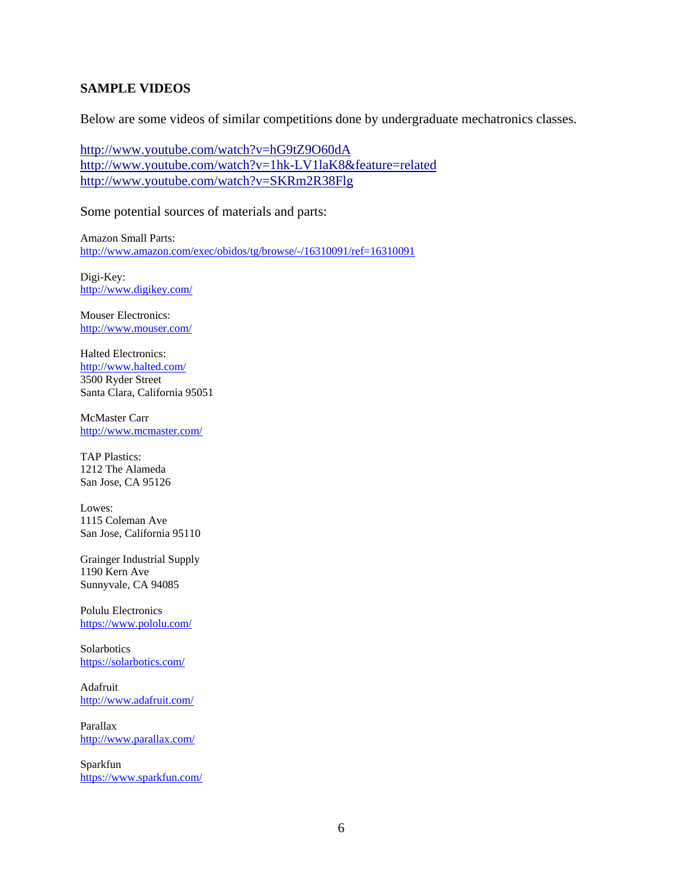## SAMPLE VIDEOS

Below are some videos of similar competitions done by undergraduate mechatronics classes.

http://www.youtube.com/watch?v=hG9tZ9O60dA
http://www.youtube.com/watch?v=1hk-LV1laK8&feature=related
http://www.youtube.com/watch?v=SKRm2R38Flg

Some potential sources of materials and parts:

Amazon Small Parts:
http://www.amazon.com/exec/obidos/tg/browse/-/16310091/ref=16310091

Digi-Key:
http://www.digikey.com/

Mouser Electronics:
http://www.mouser.com/

Halted Electronics:
http://www.halted.com/
3500 Ryder Street
Santa Clara, California 95051

McMaster Carr
http://www.mcmaster.com/

TAP Plastics:
1212 The Alameda
San Jose, CA 95126

Lowes:
1115 Coleman Ave
San Jose, California 95110

Grainger Industrial Supply
1190 Kern Ave
Sunnyvale, CA 94085

Polulu Electronics
https://www.pololu.com/

Solarbotics
https://solarbotics.com/

Adafruit
http://www.adafruit.com/

Parallax
http://www.parallax.com/

Sparkfun
https://www.sparkfun.com/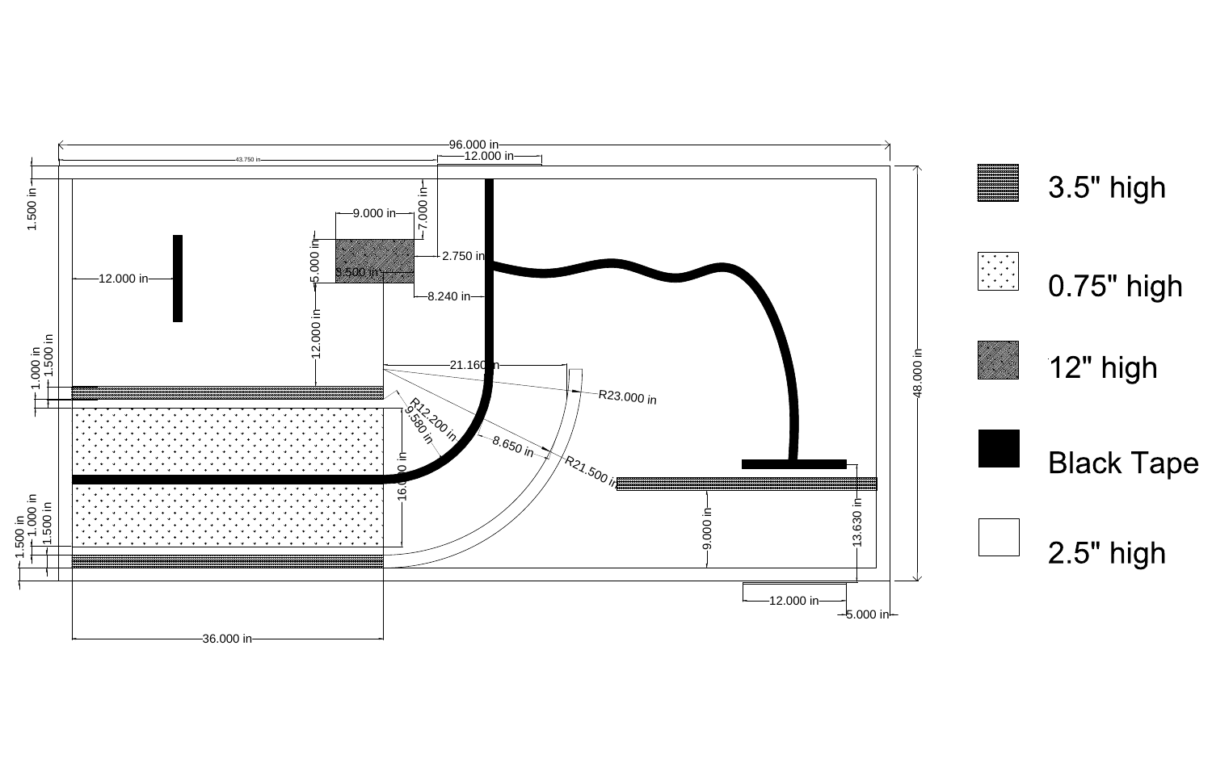96.000 in

43.750 in

12.000 in

1.500 in

7.000 in

9.000 in

5.000 in

9.500 in

2.750 in

8.240 in

12.000 in

12.000 in

1.000 in

1.500 in

21.160 in

R23.000 in

R12.200 in

9.580 in

8.650 in

R21.500 in

16.000 in

48.000 in

1.500 in

1.000 in

1.500 in

9.000 in

13.630 in

12.000 in

5.000 in

36.000 in

3.5" high

0.75" high

12" high

Black Tape

2.5" high